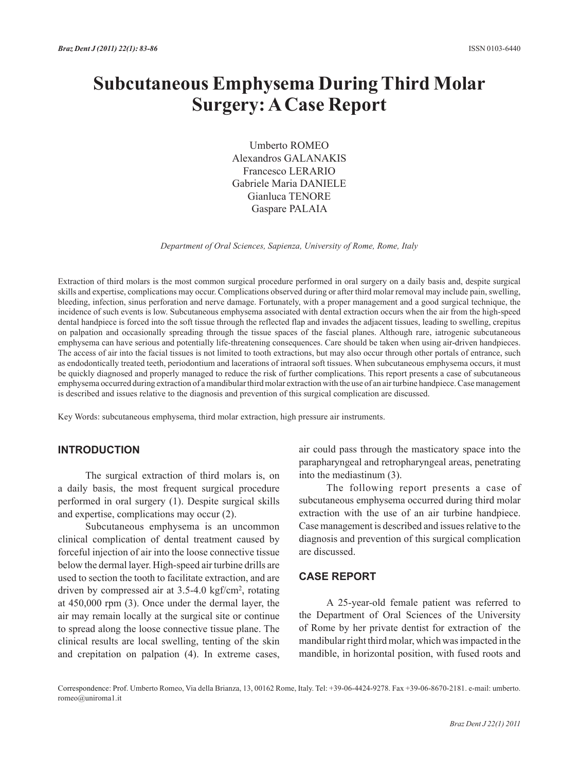# Subcutaneous Emphysema During Third Molar Surgery: A Case Report

Umberto ROMEO
Alexandros GALANAKIS
Francesco LERARIO
Gabriele Maria DANIELE
Gianluca TENORE
Gaspare PALAIA

*Department of Oral Sciences, Sapienza, University of Rome, Rome, Italy*

Extraction of third molars is the most common surgical procedure performed in oral surgery on a daily basis and, despite surgical skills and expertise, complications may occur. Complications observed during or after third molar removal may include pain, swelling, bleeding, infection, sinus perforation and nerve damage. Fortunately, with a proper management and a good surgical technique, the incidence of such events is low. Subcutaneous emphysema associated with dental extraction occurs when the air from the high-speed dental handpiece is forced into the soft tissue through the reflected flap and invades the adjacent tissues, leading to swelling, crepitus on palpation and occasionally spreading through the tissue spaces of the fascial planes. Although rare, iatrogenic subcutaneous emphysema can have serious and potentially life-threatening consequences. Care should be taken when using air-driven handpieces. The access of air into the facial tissues is not limited to tooth extractions, but may also occur through other portals of entrance, such as endodontically treated teeth, periodontium and lacerations of intraoral soft tissues. When subcutaneous emphysema occurs, it must be quickly diagnosed and properly managed to reduce the risk of further complications. This report presents a case of subcutaneous emphysema occurred during extraction of a mandibular third molar extraction with the use of an air turbine handpiece. Case management is described and issues relative to the diagnosis and prevention of this surgical complication are discussed.

Key Words: subcutaneous emphysema, third molar extraction, high pressure air instruments.

## INTRODUCTION

The surgical extraction of third molars is, on a daily basis, the most frequent surgical procedure performed in oral surgery (1). Despite surgical skills and expertise, complications may occur (2).

Subcutaneous emphysema is an uncommon clinical complication of dental treatment caused by forceful injection of air into the loose connective tissue below the dermal layer. High-speed air turbine drills are used to section the tooth to facilitate extraction, and are driven by compressed air at 3.5-4.0 $kgf/cm^2$, rotating at 450,000 rpm (3). Once under the dermal layer, the air may remain locally at the surgical site or continue to spread along the loose connective tissue plane. The clinical results are local swelling, tenting of the skin and crepitation on palpation (4). In extreme cases, air could pass through the masticatory space into the parapharyngeal and retropharyngeal areas, penetrating into the mediastinum (3).

The following report presents a case of subcutaneous emphysema occurred during third molar extraction with the use of an air turbine handpiece. Case management is described and issues relative to the diagnosis and prevention of this surgical complication are discussed.

## CASE REPORT

A 25-year-old female patient was referred to the Department of Oral Sciences of the University of Rome by her private dentist for extraction of the mandibular right third molar, which was impacted in the mandible, in horizontal position, with fused roots and

Correspondence: Prof. Umberto Romeo, Via della Brianza, 13, 00162 Rome, Italy. Tel: +39-06-4424-9278. Fax +39-06-8670-2181. e-mail: umberto.romeo@uniroma1.it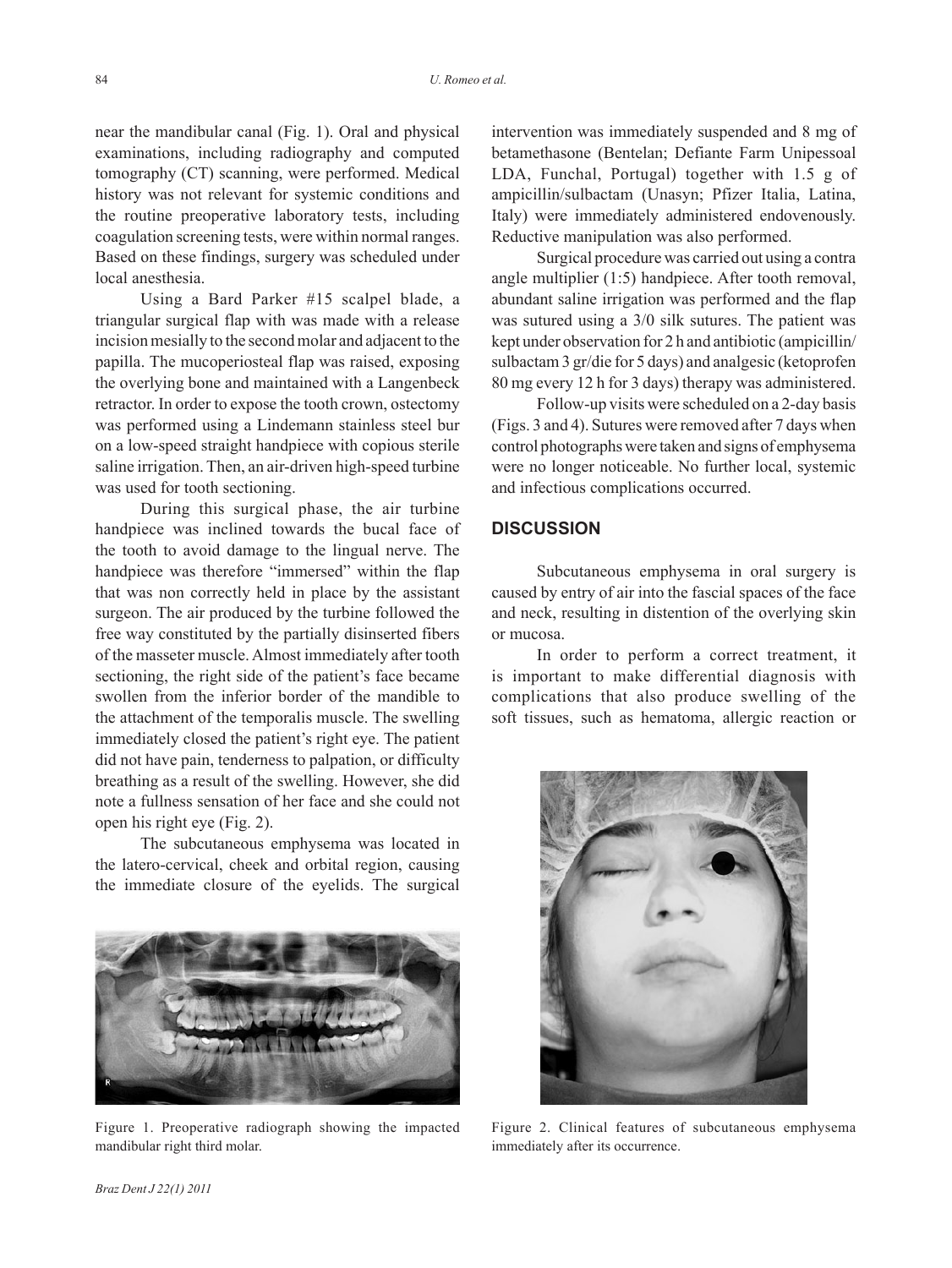near the mandibular canal (Fig. 1). Oral and physical examinations, including radiography and computed tomography (CT) scanning, were performed. Medical history was not relevant for systemic conditions and the routine preoperative laboratory tests, including coagulation screening tests, were within normal ranges. Based on these findings, surgery was scheduled under local anesthesia.

Using a Bard Parker #15 scalpel blade, a triangular surgical flap with was made with a release incision mesially to the second molar and adjacent to the papilla. The mucoperiosteal flap was raised, exposing the overlying bone and maintained with a Langenbeck retractor. In order to expose the tooth crown, ostectomy was performed using a Lindemann stainless steel bur on a low-speed straight handpiece with copious sterile saline irrigation. Then, an air-driven high-speed turbine was used for tooth sectioning.

During this surgical phase, the air turbine handpiece was inclined towards the bucal face of the tooth to avoid damage to the lingual nerve. The handpiece was therefore "immersed" within the flap that was non correctly held in place by the assistant surgeon. The air produced by the turbine followed the free way constituted by the partially disinserted fibers of the masseter muscle. Almost immediately after tooth sectioning, the right side of the patient's face became swollen from the inferior border of the mandible to the attachment of the temporalis muscle. The swelling immediately closed the patient's right eye. The patient did not have pain, tenderness to palpation, or difficulty breathing as a result of the swelling. However, she did note a fullness sensation of her face and she could not open his right eye (Fig. 2).

The subcutaneous emphysema was located in the latero-cervical, cheek and orbital region, causing the immediate closure of the eyelids. The surgical intervention was immediately suspended and 8 mg of betamethasone (Bentelan; Defiante Farm Unipessoal LDA, Funchal, Portugal) together with 1.5 g of ampicillin/sulbactam (Unasyn; Pfizer Italia, Latina, Italy) were immediately administered endovenously. Reductive manipulation was also performed.

Surgical procedure was carried out using a contra angle multiplier (1:5) handpiece. After tooth removal, abundant saline irrigation was performed and the flap was sutured using a 3/0 silk sutures. The patient was kept under observation for 2 h and antibiotic (ampicillin/sulbactam 3 gr/die for 5 days) and analgesic (ketoprofen 80 mg every 12 h for 3 days) therapy was administered.

Follow-up visits were scheduled on a 2-day basis (Figs. 3 and 4). Sutures were removed after 7 days when control photographs were taken and signs of emphysema were no longer noticeable. No further local, systemic and infectious complications occurred.

## DISCUSSION

Subcutaneous emphysema in oral surgery is caused by entry of air into the fascial spaces of the face and neck, resulting in distention of the overlying skin or mucosa.

In order to perform a correct treatment, it is important to make differential diagnosis with complications that also produce swelling of the soft tissues, such as hematoma, allergic reaction or

Figure 1. Preoperative radiograph showing the impacted mandibular right third molar.

Figure 2. Clinical features of subcutaneous emphysema immediately after its occurrence.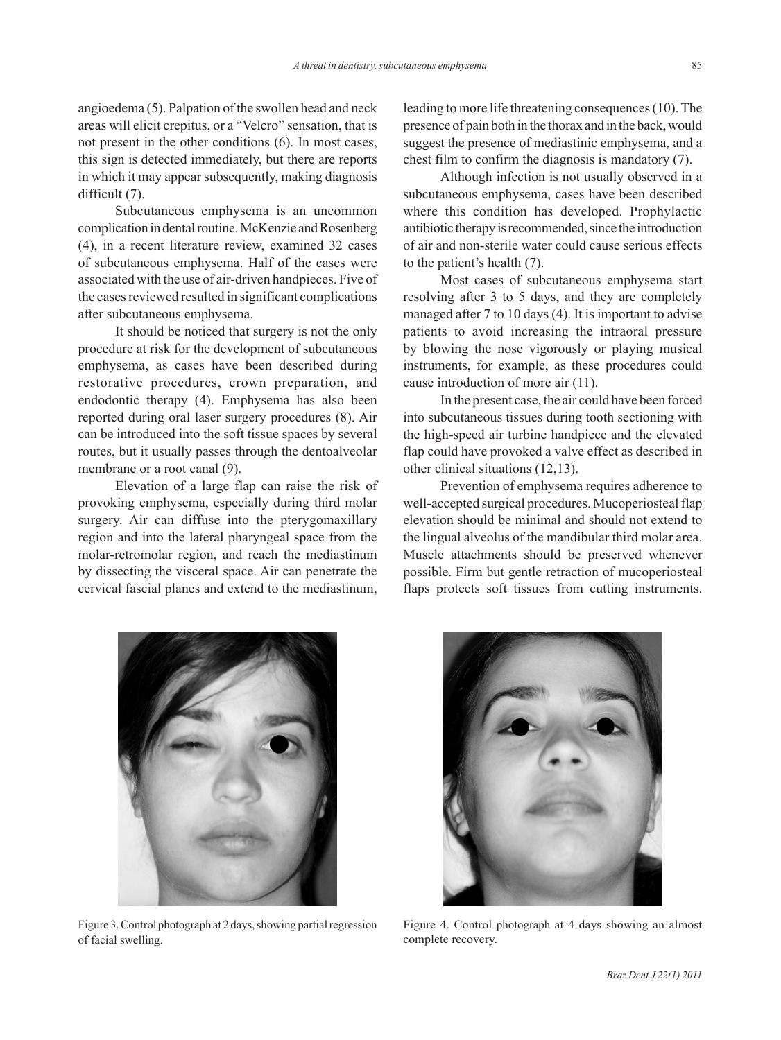angioedema (5). Palpation of the swollen head and neck areas will elicit crepitus, or a "Velcro" sensation, that is not present in the other conditions (6). In most cases, this sign is detected immediately, but there are reports in which it may appear subsequently, making diagnosis difficult (7).

Subcutaneous emphysema is an uncommon complication in dental routine. McKenzie and Rosenberg (4), in a recent literature review, examined 32 cases of subcutaneous emphysema. Half of the cases were associated with the use of air-driven handpieces. Five of the cases reviewed resulted in significant complications after subcutaneous emphysema.

It should be noticed that surgery is not the only procedure at risk for the development of subcutaneous emphysema, as cases have been described during restorative procedures, crown preparation, and endodontic therapy (4). Emphysema has also been reported during oral laser surgery procedures (8). Air can be introduced into the soft tissue spaces by several routes, but it usually passes through the dentoalveolar membrane or a root canal (9).

Elevation of a large flap can raise the risk of provoking emphysema, especially during third molar surgery. Air can diffuse into the pterygomaxillary region and into the lateral pharyngeal space from the molar-retromolar region, and reach the mediastinum by dissecting the visceral space. Air can penetrate the cervical fascial planes and extend to the mediastinum, leading to more life threatening consequences (10). The presence of pain both in the thorax and in the back, would suggest the presence of mediastinic emphysema, and a chest film to confirm the diagnosis is mandatory (7).

Although infection is not usually observed in a subcutaneous emphysema, cases have been described where this condition has developed. Prophylactic antibiotic therapy is recommended, since the introduction of air and non-sterile water could cause serious effects to the patient's health (7).

Most cases of subcutaneous emphysema start resolving after 3 to 5 days, and they are completely managed after 7 to 10 days (4). It is important to advise patients to avoid increasing the intraoral pressure by blowing the nose vigorously or playing musical instruments, for example, as these procedures could cause introduction of more air (11).

In the present case, the air could have been forced into subcutaneous tissues during tooth sectioning with the high-speed air turbine handpiece and the elevated flap could have provoked a valve effect as described in other clinical situations (12,13).

Prevention of emphysema requires adherence to well-accepted surgical procedures. Mucoperiosteal flap elevation should be minimal and should not extend to the lingual alveolus of the mandibular third molar area. Muscle attachments should be preserved whenever possible. Firm but gentle retraction of mucoperiosteal flaps protects soft tissues from cutting instruments.

Figure 3. Control photograph at 2 days, showing partial regression of facial swelling.

Figure 4. Control photograph at 4 days showing an almost complete recovery.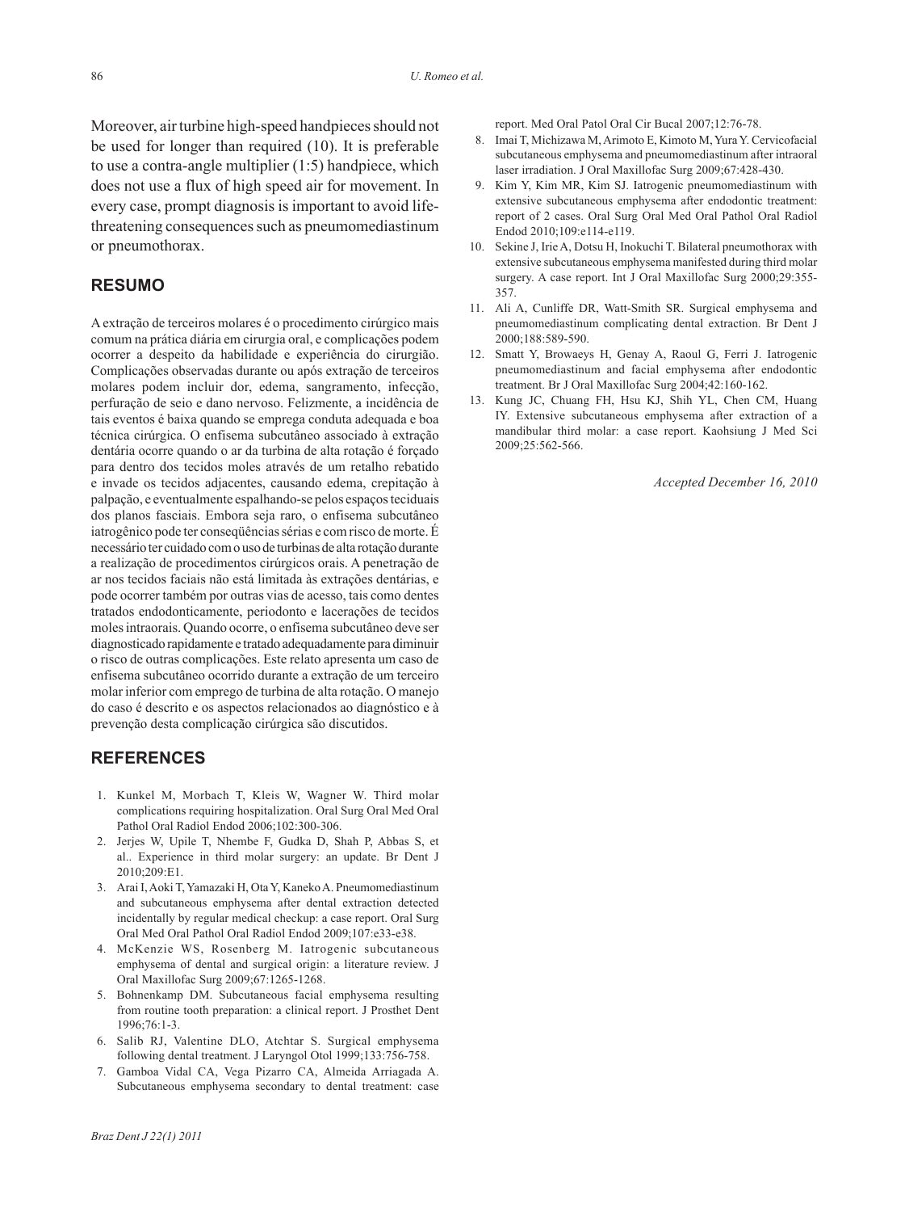Moreover, air turbine high-speed handpieces should not be used for longer than required (10). It is preferable to use a contra-angle multiplier (1:5) handpiece, which does not use a flux of high speed air for movement. In every case, prompt diagnosis is important to avoid life-threatening consequences such as pneumomediastinum or pneumothorax.

## RESUMO

A extração de terceiros molares é o procedimento cirúrgico mais comum na prática diária em cirurgia oral, e complicações podem ocorrer a despeito da habilidade e experiência do cirurgião. Complicações observadas durante ou após extração de terceiros molares podem incluir dor, edema, sangramento, infecção, perfuração de seio e dano nervoso. Felizmente, a incidência de tais eventos é baixa quando se emprega conduta adequada e boa técnica cirúrgica. O enfisema subcutâneo associado à extração dentária ocorre quando o ar da turbina de alta rotação é forçado para dentro dos tecidos moles através de um retalho rebatido e invade os tecidos adjacentes, causando edema, crepitação à palpação, e eventualmente espalhando-se pelos espaços teciduais dos planos fasciais. Embora seja raro, o enfisema subcutâneo iatrogênico pode ter conseqüências sérias e com risco de morte. É necessário ter cuidado com o uso de turbinas de alta rotação durante a realização de procedimentos cirúrgicos orais. A penetração de ar nos tecidos faciais não está limitada às extrações dentárias, e pode ocorrer também por outras vias de acesso, tais como dentes tratados endodonticamente, periodonto e lacerações de tecidos moles intraorais. Quando ocorre, o enfisema subcutâneo deve ser diagnosticado rapidamente e tratado adequadamente para diminuir o risco de outras complicações. Este relato apresenta um caso de enfisema subcutâneo ocorrido durante a extração de um terceiro molar inferior com emprego de turbina de alta rotação. O manejo do caso é descrito e os aspectos relacionados ao diagnóstico e à prevenção desta complicação cirúrgica são discutidos.

## REFERENCES

1. Kunkel M, Morbach T, Kleis W, Wagner W. Third molar complications requiring hospitalization. Oral Surg Oral Med Oral Pathol Oral Radiol Endod 2006;102:300-306.
2. Jerjes W, Upile T, Nhembe F, Gudka D, Shah P, Abbas S, et al.. Experience in third molar surgery: an update. Br Dent J 2010;209:E1.
3. Arai I, Aoki T, Yamazaki H, Ota Y, Kaneko A. Pneumomediastinum and subcutaneous emphysema after dental extraction detected incidentally by regular medical checkup: a case report. Oral Surg Oral Med Oral Pathol Oral Radiol Endod 2009;107:e33-e38.
4. McKenzie WS, Rosenberg M. Iatrogenic subcutaneous emphysema of dental and surgical origin: a literature review. J Oral Maxillofac Surg 2009;67:1265-1268.
5. Bohnenkamp DM. Subcutaneous facial emphysema resulting from routine tooth preparation: a clinical report. J Prosthet Dent 1996;76:1-3.
6. Salib RJ, Valentine DLO, Atchtar S. Surgical emphysema following dental treatment. J Laryngol Otol 1999;133:756-758.
7. Gamboa Vidal CA, Vega Pizarro CA, Almeida Arriagada A. Subcutaneous emphysema secondary to dental treatment: case report. Med Oral Patol Oral Cir Bucal 2007;12:76-78.
8. Imai T, Michizawa M, Arimoto E, Kimoto M, Yura Y. Cervicofacial subcutaneous emphysema and pneumomediastinum after intraoral laser irradiation. J Oral Maxillofac Surg 2009;67:428-430.
9. Kim Y, Kim MR, Kim SJ. Iatrogenic pneumomediastinum with extensive subcutaneous emphysema after endodontic treatment: report of 2 cases. Oral Surg Oral Med Oral Pathol Oral Radiol Endod 2010;109:e114-e119.
10. Sekine J, Irie A, Dotsu H, Inokuchi T. Bilateral pneumothorax with extensive subcutaneous emphysema manifested during third molar surgery. A case report. Int J Oral Maxillofac Surg 2000;29:355-357.
11. Ali A, Cunliffe DR, Watt-Smith SR. Surgical emphysema and pneumomediastinum complicating dental extraction. Br Dent J 2000;188:589-590.
12. Smatt Y, Browaeys H, Genay A, Raoul G, Ferri J. Iatrogenic pneumomediastinum and facial emphysema after endodontic treatment. Br J Oral Maxillofac Surg 2004;42:160-162.
13. Kung JC, Chuang FH, Hsu KJ, Shih YL, Chen CM, Huang IY. Extensive subcutaneous emphysema after extraction of a mandibular third molar: a case report. Kaohsiung J Med Sci 2009;25:562-566.

*Accepted December 16, 2010*